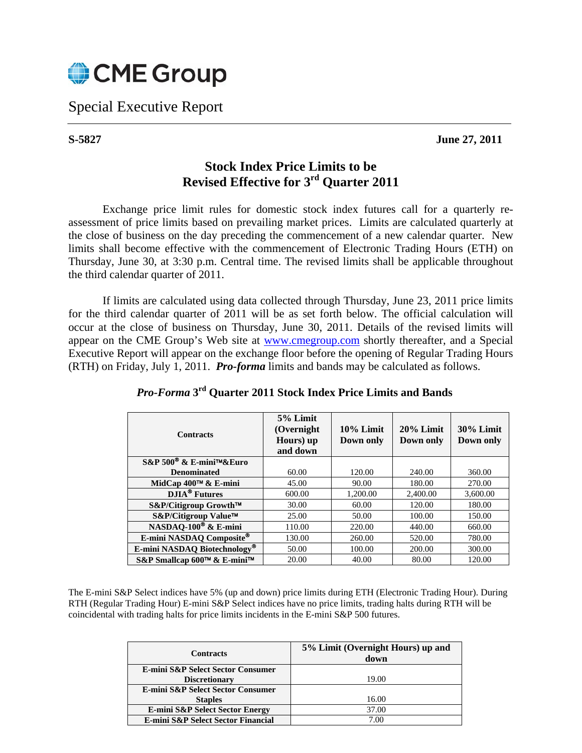CME Group

Special Executive Report

**S-5827** **June 27, 2011**

# Stock Index Price Limits to be Revised Effective for 3rd Quarter 2011

Exchange price limit rules for domestic stock index futures call for a quarterly re-assessment of price limits based on prevailing market prices. Limits are calculated quarterly at the close of business on the day preceding the commencement of a new calendar quarter. New limits shall become effective with the commencement of Electronic Trading Hours (ETH) on Thursday, June 30, at 3:30 p.m. Central time. The revised limits shall be applicable throughout the third calendar quarter of 2011.

If limits are calculated using data collected through Thursday, June 23, 2011 price limits for the third calendar quarter of 2011 will be as set forth below. The official calculation will occur at the close of business on Thursday, June 30, 2011. Details of the revised limits will appear on the CME Group's Web site at www.cmegroup.com shortly thereafter, and a Special Executive Report will appear on the exchange floor before the opening of Regular Trading Hours (RTH) on Friday, July 1, 2011. ***Pro-forma*** limits and bands may be calculated as follows.

## *Pro-Forma* 3rd Quarter 2011 Stock Index Price Limits and Bands

| Contracts | 5% Limit (Overnight Hours) up and down | 10% Limit Down only | 20% Limit Down only | 30% Limit Down only |
|---|---|---|---|---|
| **S&P 500® & E-mini™&Euro Denominated** | 60.00 | 120.00 | 240.00 | 360.00 |
| **MidCap 400™ & E-mini** | 45.00 | 90.00 | 180.00 | 270.00 |
| **DJIA® Futures** | 600.00 | 1,200.00 | 2,400.00 | 3,600.00 |
| **S&P/Citigroup Growth™** | 30.00 | 60.00 | 120.00 | 180.00 |
| **S&P/Citigroup Value™** | 25.00 | 50.00 | 100.00 | 150.00 |
| **NASDAQ-100® & E-mini** | 110.00 | 220.00 | 440.00 | 660.00 |
| **E-mini NASDAQ Composite®** | 130.00 | 260.00 | 520.00 | 780.00 |
| **E-mini NASDAQ Biotechnology®** | 50.00 | 100.00 | 200.00 | 300.00 |
| **S&P Smallcap 600™ & E-mini™** | 20.00 | 40.00 | 80.00 | 120.00 |

The E-mini S&P Select indices have 5% (up and down) price limits during ETH (Electronic Trading Hour). During RTH (Regular Trading Hour) E-mini S&P Select indices have no price limits, trading halts during RTH will be coincidental with trading halts for price limits incidents in the E-mini S&P 500 futures.

| Contracts | 5% Limit (Overnight Hours) up and down |
|---|---|
| **E-mini S&P Select Sector Consumer Discretionary** | 19.00 |
| **E-mini S&P Select Sector Consumer Staples** | 16.00 |
| **E-mini S&P Select Sector Energy** | 37.00 |
| **E-mini S&P Select Sector Financial** | 7.00 |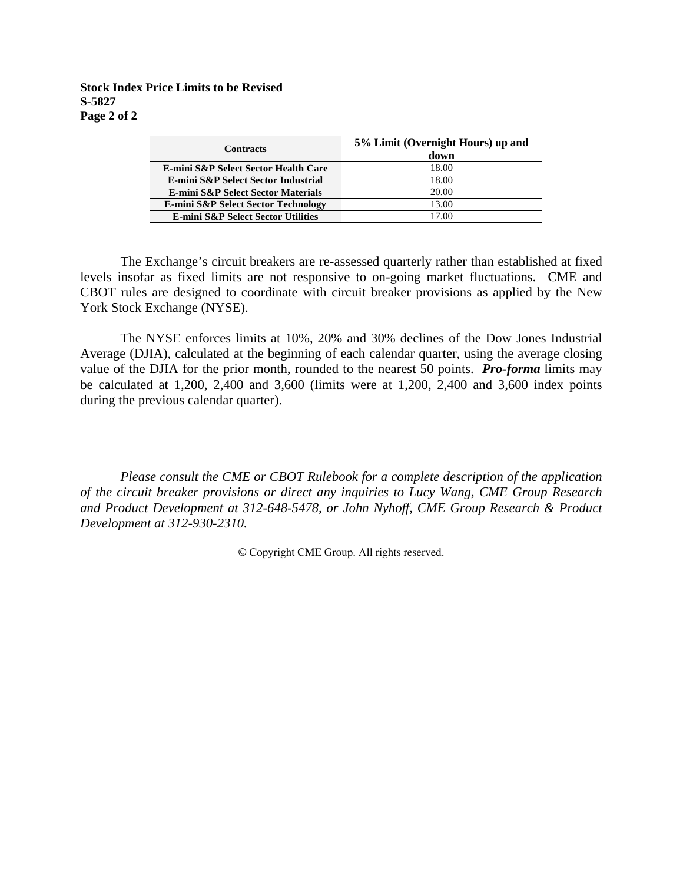| Contracts | 5% Limit (Overnight Hours) up and down |
|---|---|
| E-mini S&P Select Sector Health Care | 18.00 |
| E-mini S&P Select Sector Industrial | 18.00 |
| E-mini S&P Select Sector Materials | 20.00 |
| E-mini S&P Select Sector Technology | 13.00 |
| E-mini S&P Select Sector Utilities | 17.00 |

The Exchange's circuit breakers are re-assessed quarterly rather than established at fixed levels insofar as fixed limits are not responsive to on-going market fluctuations. CME and CBOT rules are designed to coordinate with circuit breaker provisions as applied by the New York Stock Exchange (NYSE).

The NYSE enforces limits at 10%, 20% and 30% declines of the Dow Jones Industrial Average (DJIA), calculated at the beginning of each calendar quarter, using the average closing value of the DJIA for the prior month, rounded to the nearest 50 points. ***Pro-forma*** limits may be calculated at 1,200, 2,400 and 3,600 (limits were at 1,200, 2,400 and 3,600 index points during the previous calendar quarter).

*Please consult the CME or CBOT Rulebook for a complete description of the application of the circuit breaker provisions or direct any inquiries to Lucy Wang, CME Group Research and Product Development at 312-648-5478, or John Nyhoff, CME Group Research & Product Development at 312-930-2310.*

© Copyright CME Group. All rights reserved.